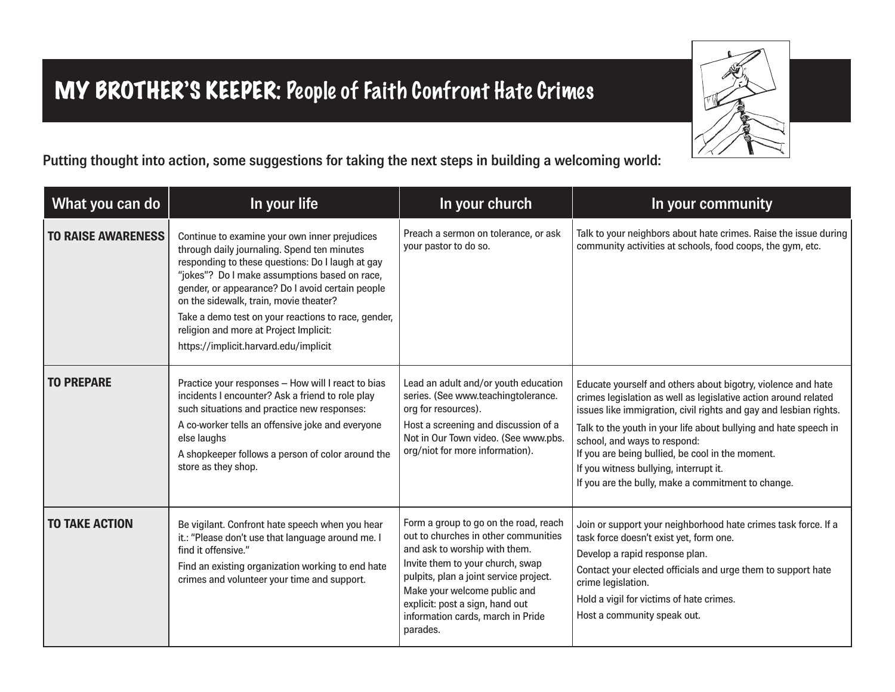# MY BROTHER'S KEEPER: People of Faith Confront Hate Crimes

**Putting thought into action, some suggestions for taking the next steps in building a welcoming world:**

| What you can do | In your life | In your church | In your community |
|---|---|---|---|
| **TO RAISE AWARENESS** | Continue to examine your own inner prejudices through daily journaling. Spend ten minutes responding to these questions: Do I laugh at gay "jokes"? Do I make assumptions based on race, gender, or appearance? Do I avoid certain people on the sidewalk, train, movie theater?<br>Take a demo test on your reactions to race, gender, religion and more at Project Implicit:<br>https://implicit.harvard.edu/implicit | Preach a sermon on tolerance, or ask your pastor to do so. | Talk to your neighbors about hate crimes. Raise the issue during community activities at schools, food coops, the gym, etc. |
| **TO PREPARE** | Practice your responses – How will I react to bias incidents I encounter? Ask a friend to role play such situations and practice new responses:<br>A co-worker tells an offensive joke and everyone else laughs<br>A shopkeeper follows a person of color around the store as they shop. | Lead an adult and/or youth education series. (See www.teachingtolerance.org for resources).<br>Host a screening and discussion of a Not in Our Town video. (See www.pbs.org/niot for more information). | Educate yourself and others about bigotry, violence and hate crimes legislation as well as legislative action around related issues like immigration, civil rights and gay and lesbian rights.<br>Talk to the youth in your life about bullying and hate speech in school, and ways to respond:<br>If you are being bullied, be cool in the moment.<br>If you witness bullying, interrupt it.<br>If you are the bully, make a commitment to change. |
| **TO TAKE ACTION** | Be vigilant. Confront hate speech when you hear it.: "Please don't use that language around me. I find it offensive."<br>Find an existing organization working to end hate crimes and volunteer your time and support. | Form a group to go on the road, reach out to churches in other communities and ask to worship with them.<br>Invite them to your church, swap pulpits, plan a joint service project.<br>Make your welcome public and explicit: post a sign, hand out information cards, march in Pride parades. | Join or support your neighborhood hate crimes task force. If a task force doesn't exist yet, form one.<br>Develop a rapid response plan.<br>Contact your elected officials and urge them to support hate crime legislation.<br>Hold a vigil for victims of hate crimes.<br>Host a community speak out. |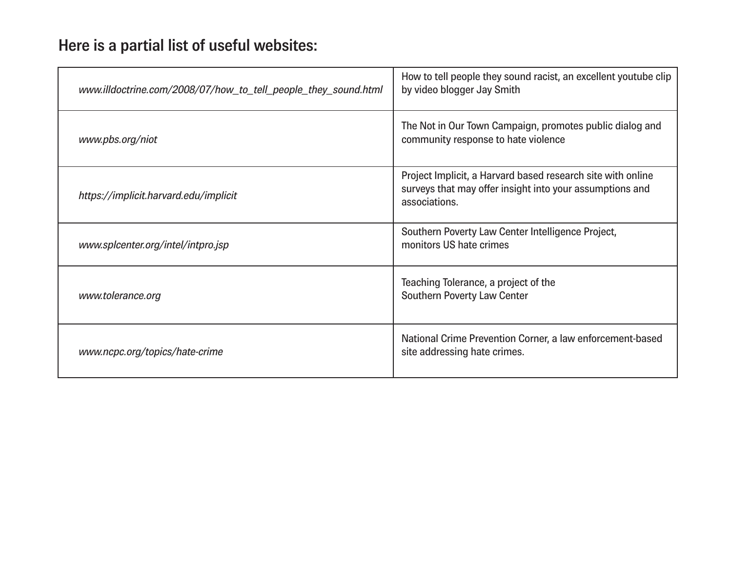## Here is a partial list of useful websites:

| | |
|---|---|
| *www.illdoctrine.com/2008/07/how_to_tell_people_they_sound.html* | How to tell people they sound racist, an excellent youtube clip by video blogger Jay Smith |
| *www.pbs.org/niot* | The Not in Our Town Campaign, promotes public dialog and community response to hate violence |
| *https://implicit.harvard.edu/implicit* | Project Implicit, a Harvard based research site with online surveys that may offer insight into your assumptions and associations. |
| *www.splcenter.org/intel/intpro.jsp* | Southern Poverty Law Center Intelligence Project, monitors US hate crimes |
| *www.tolerance.org* | Teaching Tolerance, a project of the Southern Poverty Law Center |
| *www.ncpc.org/topics/hate-crime* | National Crime Prevention Corner, a law enforcement-based site addressing hate crimes. |